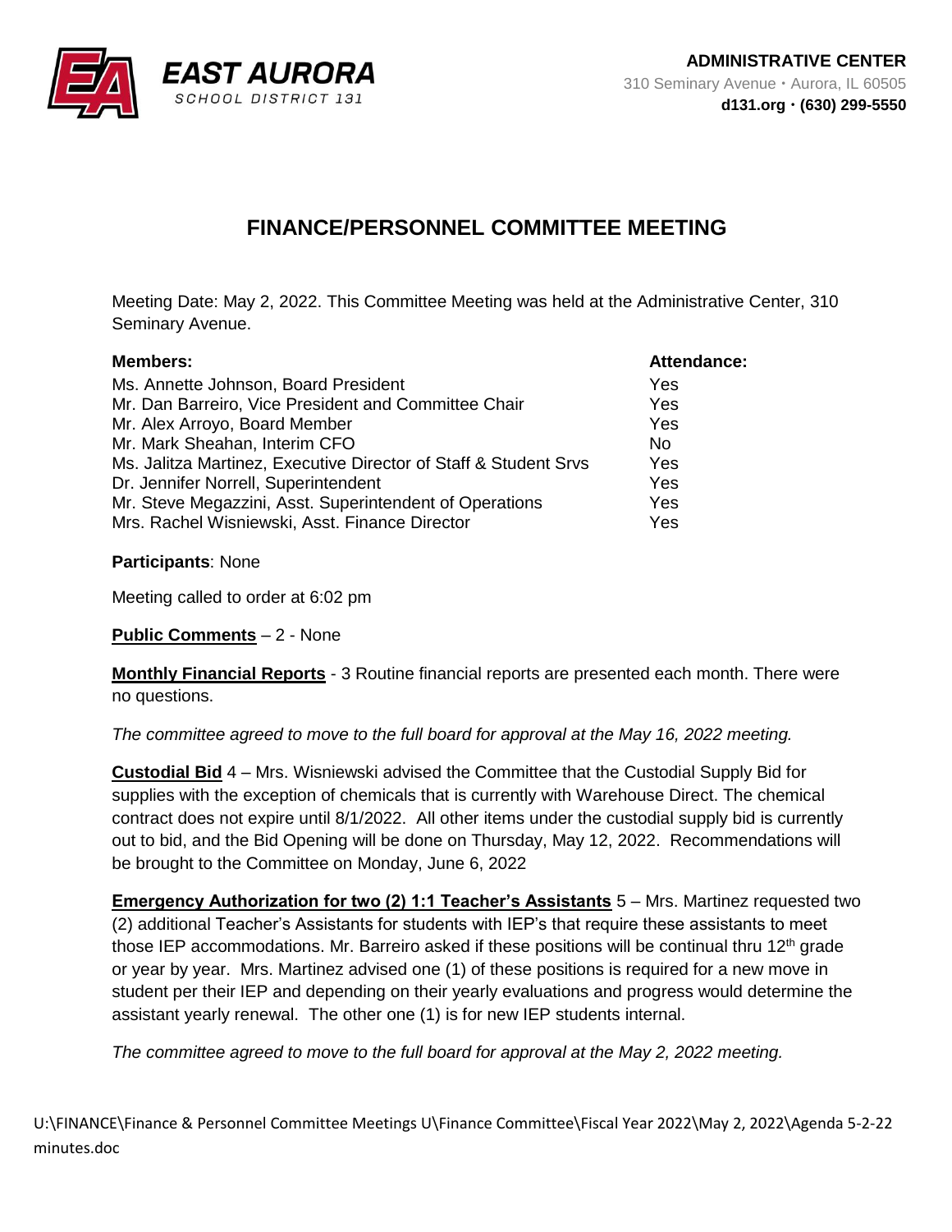**EAST AURORA**
SCHOOL DISTRICT 131

**ADMINISTRATIVE CENTER**
310 Seminary Avenue • Aurora, IL 60505
**d131.org • (630) 299-5550**

# FINANCE/PERSONNEL COMMITTEE MEETING

Meeting Date: May 2, 2022. This Committee Meeting was held at the Administrative Center, 310 Seminary Avenue.

| **Members:** | **Attendance:** |
|---|---|
| Ms. Annette Johnson, Board President | Yes |
| Mr. Dan Barreiro, Vice President and Committee Chair | Yes |
| Mr. Alex Arroyo, Board Member | Yes |
| Mr. Mark Sheahan, Interim CFO | No |
| Ms. Jalitza Martinez, Executive Director of Staff & Student Srvs | Yes |
| Dr. Jennifer Norrell, Superintendent | Yes |
| Mr. Steve Megazzini, Asst. Superintendent of Operations | Yes |
| Mrs. Rachel Wisniewski, Asst. Finance Director | Yes |

**Participants**: None

Meeting called to order at 6:02 pm

**Public Comments** – 2 - None

**Monthly Financial Reports** - 3 Routine financial reports are presented each month. There were no questions.

*The committee agreed to move to the full board for approval at the May 16, 2022 meeting.*

**Custodial Bid** 4 – Mrs. Wisniewski advised the Committee that the Custodial Supply Bid for supplies with the exception of chemicals that is currently with Warehouse Direct. The chemical contract does not expire until 8/1/2022. All other items under the custodial supply bid is currently out to bid, and the Bid Opening will be done on Thursday, May 12, 2022. Recommendations will be brought to the Committee on Monday, June 6, 2022

**Emergency Authorization for two (2) 1:1 Teacher's Assistants** 5 – Mrs. Martinez requested two (2) additional Teacher's Assistants for students with IEP's that require these assistants to meet those IEP accommodations. Mr. Barreiro asked if these positions will be continual thru 12th grade or year by year. Mrs. Martinez advised one (1) of these positions is required for a new move in student per their IEP and depending on their yearly evaluations and progress would determine the assistant yearly renewal. The other one (1) is for new IEP students internal.

*The committee agreed to move to the full board for approval at the May 2, 2022 meeting.*

U:\FINANCE\Finance & Personnel Committee Meetings U\Finance Committee\Fiscal Year 2022\May 2, 2022\Agenda 5-2-22 minutes.doc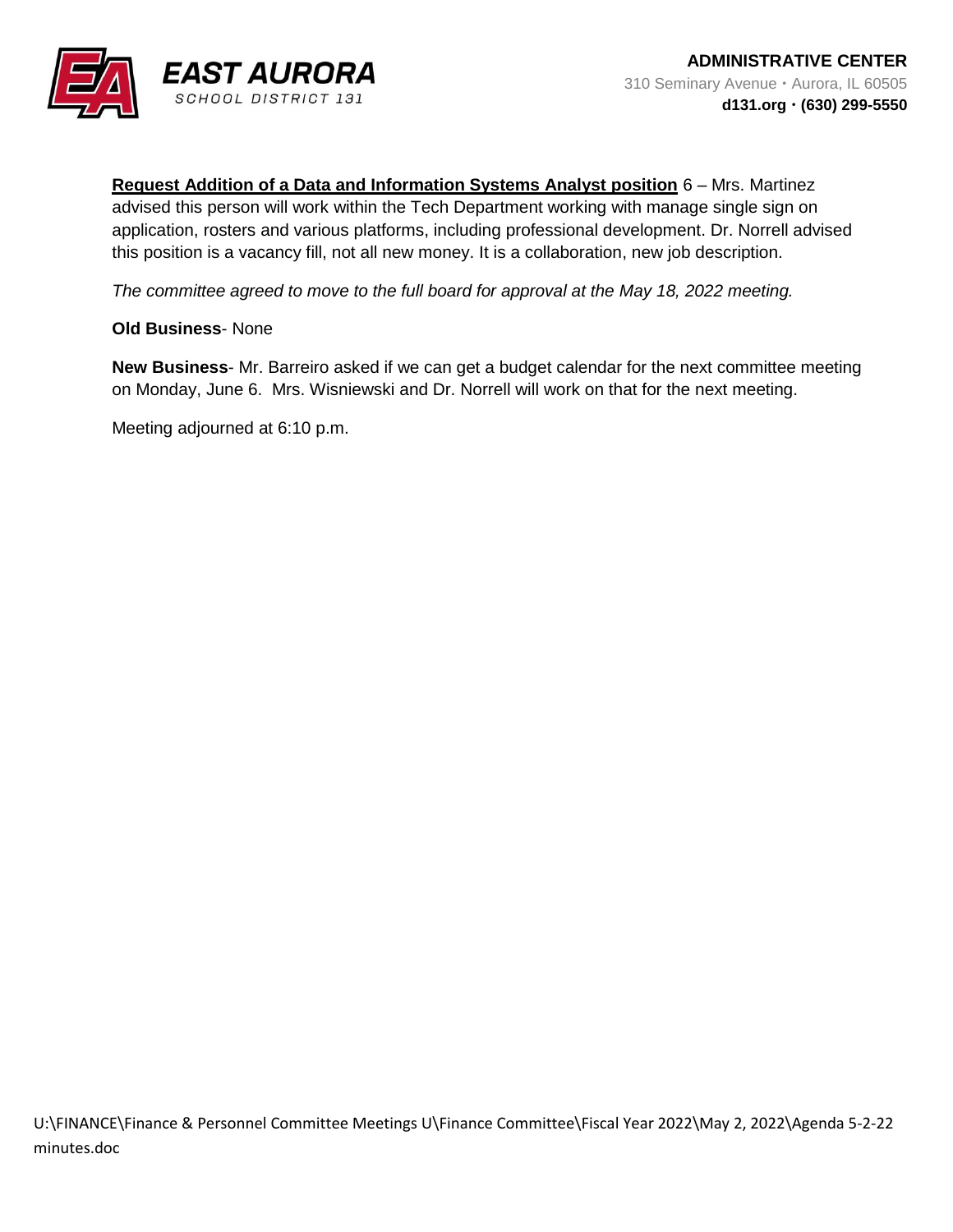**Request Addition of a Data and Information Systems Analyst position** 6 – Mrs. Martinez advised this person will work within the Tech Department working with manage single sign on application, rosters and various platforms, including professional development. Dr. Norrell advised this position is a vacancy fill, not all new money. It is a collaboration, new job description.

*The committee agreed to move to the full board for approval at the May 18, 2022 meeting.*

**Old Business**- None

**New Business**- Mr. Barreiro asked if we can get a budget calendar for the next committee meeting on Monday, June 6. Mrs. Wisniewski and Dr. Norrell will work on that for the next meeting.

Meeting adjourned at 6:10 p.m.